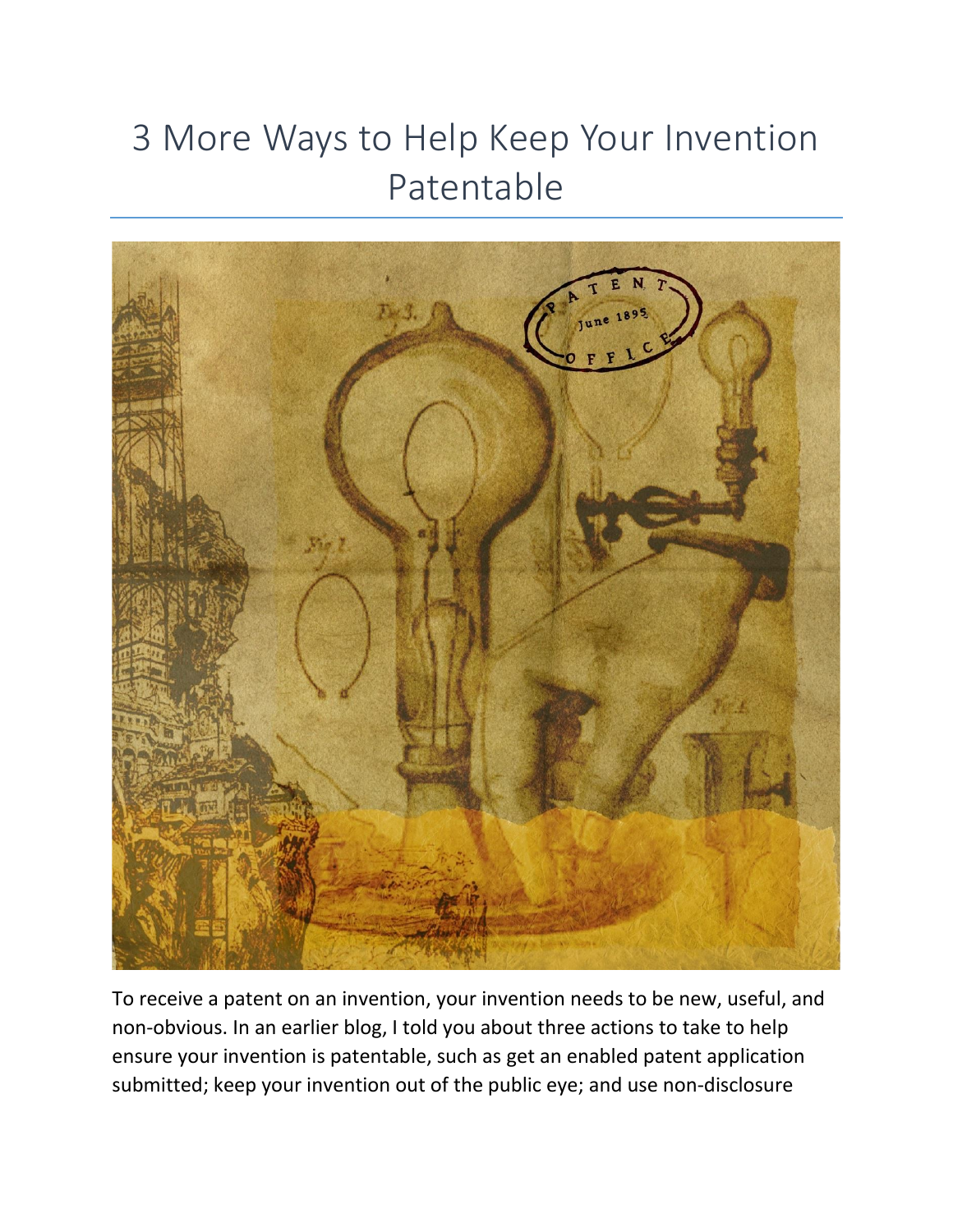# 3 More Ways to Help Keep Your Invention Patentable

To receive a patent on an invention, your invention needs to be new, useful, and non-obvious. In an earlier blog, I told you about three actions to take to help ensure your invention is patentable, such as get an enabled patent application submitted; keep your invention out of the public eye; and use non-disclosure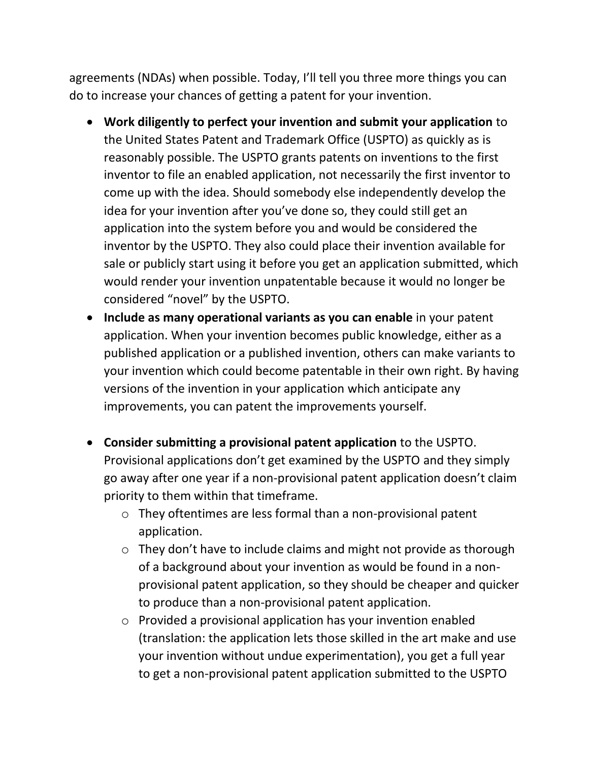agreements (NDAs) when possible. Today, I'll tell you three more things you can do to increase your chances of getting a patent for your invention.

- **Work diligently to perfect your invention and submit your application** to the United States Patent and Trademark Office (USPTO) as quickly as is reasonably possible. The USPTO grants patents on inventions to the first inventor to file an enabled application, not necessarily the first inventor to come up with the idea. Should somebody else independently develop the idea for your invention after you've done so, they could still get an application into the system before you and would be considered the inventor by the USPTO. They also could place their invention available for sale or publicly start using it before you get an application submitted, which would render your invention unpatentable because it would no longer be considered "novel" by the USPTO.
- **Include as many operational variants as you can enable** in your patent application. When your invention becomes public knowledge, either as a published application or a published invention, others can make variants to your invention which could become patentable in their own right. By having versions of the invention in your application which anticipate any improvements, you can patent the improvements yourself.
- **Consider submitting a provisional patent application** to the USPTO. Provisional applications don't get examined by the USPTO and they simply go away after one year if a non-provisional patent application doesn't claim priority to them within that timeframe.
    - They oftentimes are less formal than a non-provisional patent application.
    - They don't have to include claims and might not provide as thorough of a background about your invention as would be found in a non-provisional patent application, so they should be cheaper and quicker to produce than a non-provisional patent application.
    - Provided a provisional application has your invention enabled (translation: the application lets those skilled in the art make and use your invention without undue experimentation), you get a full year to get a non-provisional patent application submitted to the USPTO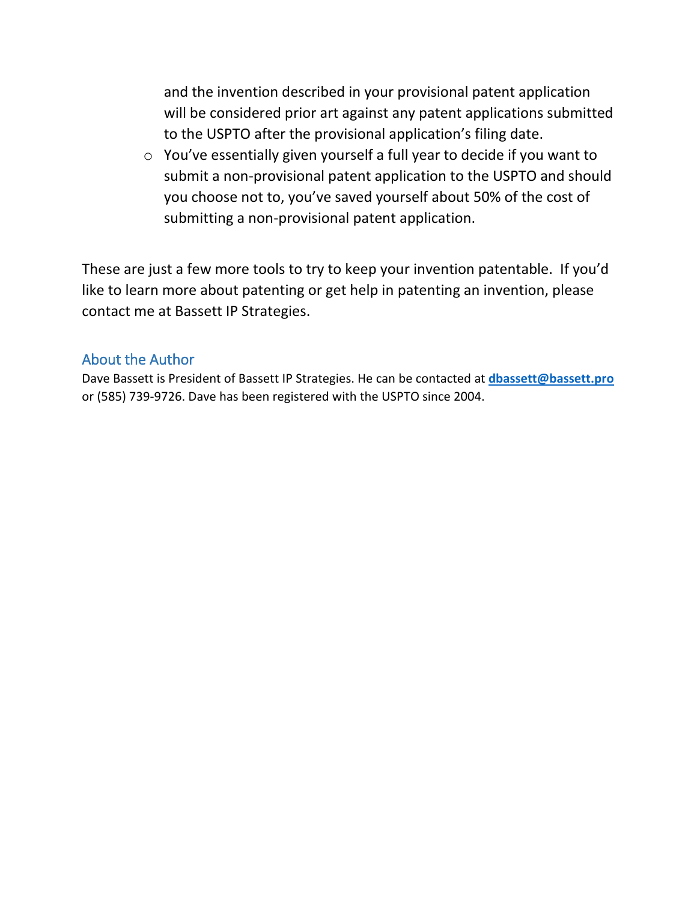and the invention described in your provisional patent application will be considered prior art against any patent applications submitted to the USPTO after the provisional application's filing date.

  - You've essentially given yourself a full year to decide if you want to submit a non-provisional patent application to the USPTO and should you choose not to, you've saved yourself about 50% of the cost of submitting a non-provisional patent application.

These are just a few more tools to try to keep your invention patentable. If you'd like to learn more about patenting or get help in patenting an invention, please contact me at Bassett IP Strategies.

## About the Author

Dave Bassett is President of Bassett IP Strategies. He can be contacted at **dbassett@bassett.pro** or (585) 739-9726. Dave has been registered with the USPTO since 2004.